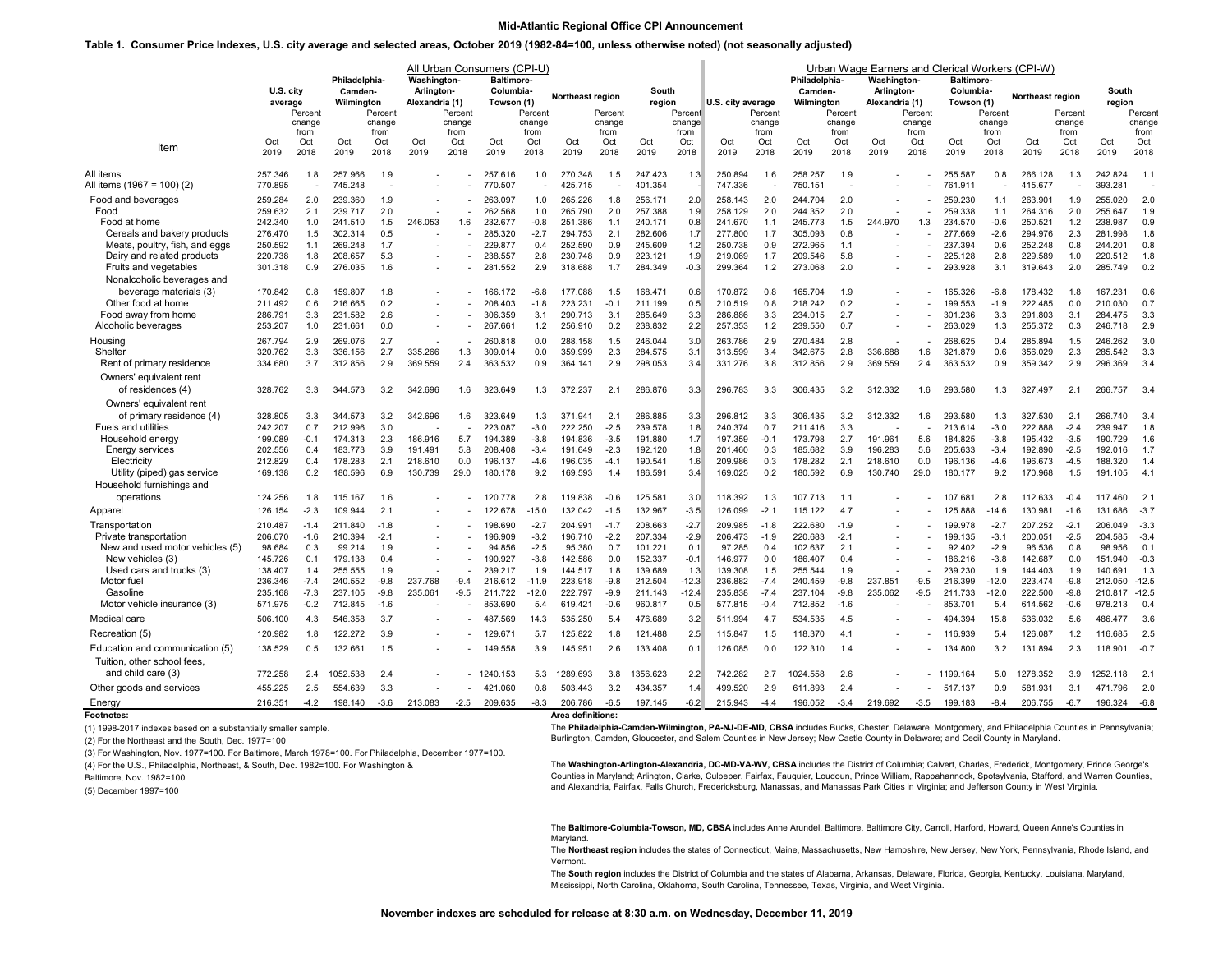# Mid-Atlantic Regional Office CPI Announcement

**Table 1. Consumer Price Indexes, U.S. city average and selected areas, October 2019 (1982-84=100, unless otherwise noted) (not seasonally adjusted)**

| Item | All Urban Consumers (CPI-U) | | | | | | | | | | | | Urban Wage Earners and Clerical Workers (CPI-W) | | | | | | | | | | | |
|---|---|---|---|---|---|---|---|---|---|---|---|---|---|---|---|---|---|---|---|---|---|---|---|---|
| | U.S. city average | | Philadelphia-Camden-Wilmington | | Washington-Arlington-Alexandria (1) | | Baltimore-Columbia-Towson (1) | | Northeast region | | South region | | U.S. city average | | Philadelphia-Camden-Wilmington | | Washington-Arlington-Alexandria (1) | | Baltimore-Columbia-Towson (1) | | Northeast region | | South region | |
| | Oct 2019 | Percent change from Oct 2018 | Oct 2019 | Percent change from Oct 2018 | Oct 2019 | Percent change from Oct 2018 | Oct 2019 | Percent change from Oct 2018 | Oct 2019 | Percent change from Oct 2018 | Oct 2019 | Percent change from Oct 2018 | Oct 2019 | Percent change from Oct 2018 | Oct 2019 | Percent change from Oct 2018 | Oct 2019 | Percent change from Oct 2018 | Oct 2019 | Percent change from Oct 2018 | Oct 2019 | Percent change from Oct 2018 | Oct 2019 | Percent change from Oct 2018 |
| All items | 257.346 | 1.8 | 257.966 | 1.9 | - | - | 257.616 | 1.0 | 270.348 | 1.5 | 247.423 | 1.3 | 250.894 | 1.6 | 258.257 | 1.9 | - | - | 255.587 | 0.8 | 266.128 | 1.3 | 242.824 | 1.1 |
| All items (1967 = 100) (2) | 770.895 | - | 745.248 | - | - | - | 770.507 | - | 425.715 | - | 401.354 | - | 747.336 | - | 750.151 | - | - | - | 761.911 | - | 415.677 | - | 393.281 | - |
| Food and beverages | 259.284 | 2.0 | 239.360 | 1.9 | - | - | 263.097 | 1.0 | 265.226 | 1.8 | 256.171 | 2.0 | 258.143 | 2.0 | 244.704 | 2.0 | - | - | 259.230 | 1.1 | 263.901 | 1.9 | 255.020 | 2.0 |
| Food | 259.632 | 2.1 | 239.717 | 2.0 | - | - | 262.568 | 1.0 | 265.790 | 2.0 | 257.388 | 1.9 | 258.129 | 2.0 | 244.352 | 2.0 | - | - | 259.338 | 1.1 | 264.316 | 2.0 | 255.647 | 1.9 |
| Food at home | 242.340 | 1.0 | 241.510 | 1.5 | 246.053 | 1.6 | 232.677 | -0.8 | 251.386 | 1.1 | 240.171 | 0.8 | 241.670 | 1.1 | 245.773 | 1.5 | 244.970 | 1.3 | 234.570 | -0.6 | 250.521 | 1.2 | 238.987 | 0.9 |
| Cereals and bakery products | 276.470 | 1.5 | 302.314 | 0.5 | - | - | 285.320 | -2.7 | 294.753 | 2.1 | 282.606 | 1.7 | 277.800 | 1.7 | 305.093 | 0.8 | - | - | 277.669 | -2.6 | 294.976 | 2.3 | 281.998 | 1.8 |
| Meats, poultry, fish, and eggs | 250.592 | 1.1 | 269.248 | 1.7 | - | - | 229.877 | 0.4 | 252.590 | 0.9 | 245.609 | 1.2 | 250.738 | 0.9 | 272.965 | 1.1 | - | - | 237.394 | 0.6 | 252.248 | 0.8 | 244.201 | 0.8 |
| Dairy and related products | 220.738 | 1.8 | 208.657 | 5.3 | - | - | 238.557 | 2.8 | 230.748 | 0.9 | 223.121 | 1.9 | 219.069 | 1.7 | 209.546 | 5.8 | - | - | 225.128 | 2.8 | 229.589 | 1.0 | 220.512 | 1.8 |
| Fruits and vegetables | 301.318 | 0.9 | 276.035 | 1.6 | - | - | 281.552 | 2.9 | 318.688 | 1.7 | 284.349 | -0.3 | 299.364 | 1.2 | 273.068 | 2.0 | - | - | 293.928 | 3.1 | 319.643 | 2.0 | 285.749 | 0.2 |
| Nonalcoholic beverages and beverage materials (3) | 170.842 | 0.8 | 159.807 | 1.8 | - | - | 166.172 | -6.8 | 177.088 | 1.5 | 168.471 | 0.6 | 170.872 | 0.8 | 165.704 | 1.9 | - | - | 165.326 | -6.8 | 178.432 | 1.8 | 167.231 | 0.6 |
| Other food at home | 211.492 | 0.6 | 216.665 | 0.2 | - | - | 208.403 | -1.8 | 223.231 | -0.1 | 211.199 | 0.5 | 210.519 | 0.8 | 218.242 | 0.2 | - | - | 199.553 | -1.9 | 222.485 | 0.0 | 210.030 | 0.7 |
| Food away from home | 286.791 | 3.3 | 231.582 | 2.6 | - | - | 306.359 | 3.1 | 290.713 | 3.1 | 285.649 | 3.3 | 286.886 | 3.3 | 234.015 | 2.7 | - | - | 301.236 | 3.3 | 291.803 | 3.1 | 284.475 | 3.3 |
| Alcoholic beverages | 253.207 | 1.0 | 231.661 | 0.0 | - | - | 267.661 | 1.2 | 256.910 | 0.2 | 238.832 | 2.2 | 257.353 | 1.2 | 239.550 | 0.7 | - | - | 263.029 | 1.3 | 255.372 | 0.3 | 246.718 | 2.9 |
| Housing | 267.794 | 2.9 | 269.076 | 2.7 | - | - | 260.818 | 0.0 | 288.158 | 1.5 | 246.044 | 3.0 | 263.786 | 2.9 | 270.484 | 2.8 | - | - | 268.625 | 0.4 | 285.894 | 1.5 | 246.262 | 3.0 |
| Shelter | 320.762 | 3.3 | 336.156 | 2.7 | 335.266 | 1.3 | 309.014 | 0.0 | 359.999 | 2.3 | 284.575 | 3.1 | 313.599 | 3.4 | 342.675 | 2.8 | 336.688 | 1.6 | 321.879 | 0.6 | 356.029 | 2.3 | 285.542 | 3.3 |
| Rent of primary residence | 334.680 | 3.7 | 312.856 | 2.9 | 369.559 | 2.4 | 363.532 | 0.9 | 364.141 | 2.9 | 298.053 | 3.4 | 331.276 | 3.8 | 312.856 | 2.9 | 369.559 | 2.4 | 363.532 | 0.9 | 359.342 | 2.9 | 296.369 | 3.4 |
| Owners' equivalent rent of residences (4) | 328.762 | 3.3 | 344.573 | 3.2 | 342.696 | 1.6 | 323.649 | 1.3 | 372.237 | 2.1 | 286.876 | 3.3 | 296.783 | 3.3 | 306.435 | 3.2 | 312.332 | 1.6 | 293.580 | 1.3 | 327.497 | 2.1 | 266.757 | 3.4 |
| Owners' equivalent rent of primary residence (4) | 328.805 | 3.3 | 344.573 | 3.2 | 342.696 | 1.6 | 323.649 | 1.3 | 371.941 | 2.1 | 286.885 | 3.3 | 296.812 | 3.3 | 306.435 | 3.2 | 312.332 | 1.6 | 293.580 | 1.3 | 327.530 | 2.1 | 266.740 | 3.4 |
| Fuels and utilities | 242.207 | 0.7 | 212.996 | 3.0 | - | - | 223.087 | -3.0 | 222.250 | -2.5 | 239.578 | 1.8 | 240.374 | 0.7 | 211.416 | 3.3 | - | - | 213.614 | -3.0 | 222.888 | -2.4 | 239.947 | 1.8 |
| Household energy | 199.089 | -0.1 | 174.313 | 2.3 | 186.916 | 5.7 | 194.389 | -3.8 | 194.836 | -3.5 | 191.880 | 1.7 | 197.359 | -0.1 | 173.798 | 2.7 | 191.961 | 5.6 | 184.825 | -3.8 | 195.432 | -3.5 | 190.729 | 1.6 |
| Energy services | 202.556 | 0.4 | 183.773 | 3.9 | 191.491 | 5.8 | 208.408 | -3.4 | 191.649 | -2.3 | 192.120 | 1.8 | 201.460 | 0.3 | 185.682 | 3.9 | 196.283 | 5.6 | 205.633 | -3.4 | 192.890 | -2.5 | 192.016 | 1.7 |
| Electricity | 212.829 | 0.4 | 178.283 | 2.1 | 218.610 | 0.0 | 196.137 | -4.6 | 196.035 | -4.1 | 190.541 | 1.6 | 209.986 | 0.3 | 178.282 | 2.1 | 218.610 | 0.0 | 196.136 | -4.6 | 196.673 | -4.5 | 188.320 | 1.4 |
| Utility (piped) gas service | 169.138 | 0.2 | 180.596 | 6.9 | 130.739 | 29.0 | 180.178 | 9.2 | 169.593 | 1.4 | 186.591 | 3.4 | 169.025 | 0.2 | 180.592 | 6.9 | 130.740 | 29.0 | 180.177 | 9.2 | 170.968 | 1.5 | 191.105 | 4.1 |
| Household furnishings and operations | 124.256 | 1.8 | 115.167 | 1.6 | - | - | 120.778 | 2.8 | 119.838 | -0.6 | 125.581 | 3.0 | 118.392 | 1.3 | 107.713 | 1.1 | - | - | 107.681 | 2.8 | 112.633 | -0.4 | 117.460 | 2.1 |
| Apparel | 126.154 | -2.3 | 109.944 | 2.1 | - | - | 122.678 | -15.0 | 132.042 | -1.5 | 132.967 | -3.5 | 126.099 | -2.1 | 115.122 | 4.7 | - | - | 125.888 | -14.6 | 130.981 | -1.6 | 131.686 | -3.7 |
| Transportation | 210.487 | -1.4 | 211.840 | -1.8 | - | - | 198.690 | -2.7 | 204.991 | -1.7 | 208.663 | -2.7 | 209.985 | -1.8 | 222.680 | -1.9 | - | - | 199.978 | -2.7 | 207.252 | -2.1 | 206.049 | -3.3 |
| Private transportation | 206.070 | -1.6 | 210.394 | -2.1 | - | - | 196.909 | -3.2 | 196.710 | -2.2 | 207.334 | -2.9 | 206.473 | -1.9 | 220.683 | -2.1 | - | - | 199.135 | -3.1 | 200.051 | -2.5 | 204.585 | -3.4 |
| New and used motor vehicles (5) | 98.684 | 0.3 | 99.214 | 1.9 | - | - | 94.856 | -2.5 | 95.380 | 0.7 | 101.221 | 0.1 | 97.285 | 0.4 | 102.637 | 2.1 | - | - | 92.402 | -2.9 | 96.536 | 0.8 | 98.956 | 0.1 |
| New vehicles (3) | 145.726 | 0.1 | 179.138 | 0.4 | - | - | 190.927 | -3.8 | 142.586 | 0.0 | 152.337 | -0.1 | 146.977 | 0.0 | 186.407 | 0.4 | - | - | 186.216 | -3.8 | 142.687 | 0.0 | 151.940 | -0.3 |
| Used cars and trucks (3) | 138.407 | 1.4 | 255.555 | 1.9 | - | - | 239.217 | 1.9 | 144.517 | 1.8 | 139.689 | 1.3 | 139.308 | 1.5 | 255.544 | 1.9 | - | - | 239.230 | 1.9 | 144.403 | 1.9 | 140.691 | 1.3 |
| Motor fuel | 236.346 | -7.4 | 240.552 | -9.8 | 237.768 | -9.4 | 216.612 | -11.9 | 223.918 | -9.8 | 212.504 | -12.3 | 236.882 | -7.4 | 240.459 | -9.8 | 237.851 | -9.5 | 216.399 | -12.0 | 223.474 | -9.8 | 212.050 | -12.5 |
| Gasoline | 235.168 | -7.3 | 237.105 | -9.8 | 235.061 | -9.5 | 211.722 | -12.0 | 222.797 | -9.9 | 211.143 | -12.4 | 235.838 | -7.4 | 237.104 | -9.8 | 235.062 | -9.5 | 211.733 | -12.0 | 222.500 | -9.8 | 210.817 | -12.5 |
| Motor vehicle insurance (3) | 571.975 | -0.2 | 712.845 | -1.6 | - | - | 853.690 | 5.4 | 619.421 | -0.6 | 960.817 | 0.5 | 577.815 | -0.4 | 712.852 | -1.6 | - | - | 853.701 | 5.4 | 614.562 | -0.6 | 978.213 | 0.4 |
| Medical care | 506.100 | 4.3 | 546.358 | 3.7 | - | - | 487.569 | 14.3 | 535.250 | 5.4 | 476.689 | 3.2 | 511.994 | 4.7 | 534.535 | 4.5 | - | - | 494.394 | 15.8 | 536.032 | 5.6 | 486.477 | 3.6 |
| Recreation (5) | 120.982 | 1.8 | 122.272 | 3.9 | - | - | 129.671 | 5.7 | 125.822 | 1.8 | 121.488 | 2.5 | 115.847 | 1.5 | 118.370 | 4.1 | - | - | 116.939 | 5.4 | 126.087 | 1.2 | 116.685 | 2.5 |
| Education and communication (5) | 138.529 | 0.5 | 132.661 | 1.5 | - | - | 149.558 | 3.9 | 145.951 | 2.6 | 133.408 | 0.1 | 126.085 | 0.0 | 122.310 | 1.4 | - | - | 134.800 | 3.2 | 131.894 | 2.3 | 118.901 | -0.7 |
| Tuition, other school fees, and child care (3) | 772.258 | 2.4 | 1052.538 | 2.4 | - | - | 1240.153 | 5.3 | 1289.693 | 3.8 | 1356.623 | 2.2 | 742.282 | 2.7 | 1024.558 | 2.6 | - | - | 1199.164 | 5.0 | 1278.352 | 3.9 | 1252.118 | 2.1 |
| Other goods and services | 455.225 | 2.5 | 554.639 | 3.3 | - | - | 421.060 | 0.8 | 503.443 | 3.2 | 434.357 | 1.4 | 499.520 | 2.9 | 611.893 | 2.4 | - | - | 517.137 | 0.9 | 581.931 | 3.1 | 471.796 | 2.0 |
| Energy | 216.351 | -4.2 | 198.140 | -3.6 | 213.083 | -2.5 | 209.635 | -8.3 | 206.786 | -6.5 | 197.145 | -6.2 | 215.943 | -4.4 | 196.052 | -3.4 | 219.692 | -3.5 | 199.183 | -8.4 | 206.755 | -6.7 | 196.324 | -6.8 |

**Footnotes:**

(1) 1998-2017 indexes based on a substantially smaller sample.

(2) For the Northeast and the South, Dec. 1977=100

(3) For Washington, Nov. 1977=100. For Baltimore, March 1978=100. For Philadelphia, December 1977=100.

(4) For the U.S., Philadelphia, Northeast, & South, Dec. 1982=100. For Washington & Baltimore, Nov. 1982=100

(5) December 1997=100

**Area definitions:**

The **Philadelphia-Camden-Wilmington, PA-NJ-DE-MD, CBSA** includes Bucks, Chester, Delaware, Montgomery, and Philadelphia Counties in Pennsylvania; Burlington, Camden, Gloucester, and Salem Counties in New Jersey; New Castle County in Delaware; and Cecil County in Maryland.

The **Washington-Arlington-Alexandria, DC-MD-VA-WV, CBSA** includes the District of Columbia; Calvert, Charles, Frederick, Montgomery, Prince George's Counties in Maryland; Arlington, Clarke, Culpeper, Fairfax, Fauquier, Loudoun, Prince William, Rappahannock, Spotsylvania, Stafford, and Warren Counties, and Alexandria, Fairfax, Falls Church, Fredericksburg, Manassas, and Manassas Park Cities in Virginia; and Jefferson County in West Virginia.

The **Baltimore-Columbia-Towson, MD, CBSA** includes Anne Arundel, Baltimore, Baltimore City, Carroll, Harford, Howard, Queen Anne's Counties in Maryland.

The **Northeast region** includes the states of Connecticut, Maine, Massachusetts, New Hampshire, New Jersey, New York, Pennsylvania, Rhode Island, and Vermont.

The **South region** includes the District of Columbia and the states of Alabama, Arkansas, Delaware, Florida, Georgia, Kentucky, Louisiana, Maryland, Mississippi, North Carolina, Oklahoma, South Carolina, Tennessee, Texas, Virginia, and West Virginia.

**November indexes are scheduled for release at 8:30 a.m. on Wednesday, December 11, 2019**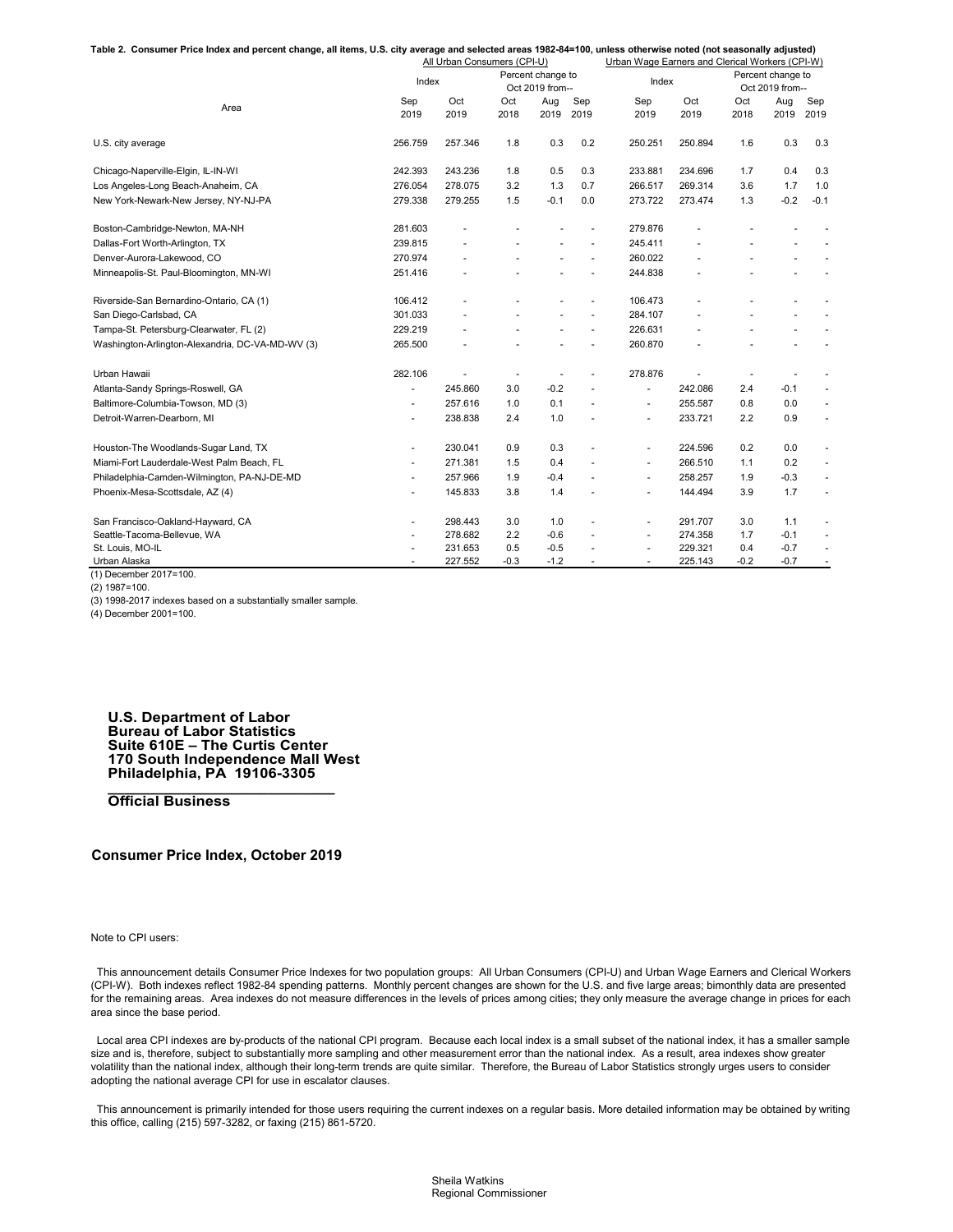**Table 2. Consumer Price Index and percent change, all items, U.S. city average and selected areas 1982-84=100, unless otherwise noted (not seasonally adjusted)**

| Area | All Urban Consumers (CPI-U) | | | | | Urban Wage Earners and Clerical Workers (CPI-W) | | | | |
|---|---|---|---|---|---|---|---|---|---|---|
| | Index | | Percent change to Oct 2019 from-- | | | Index | | Percent change to Oct 2019 from-- | | |
| | Sep 2019 | Oct 2019 | Oct 2018 | Aug 2019 | Sep 2019 | Sep 2019 | Oct 2019 | Oct 2018 | Aug 2019 | Sep 2019 |
| U.S. city average | 256.759 | 257.346 | 1.8 | 0.3 | 0.2 | 250.251 | 250.894 | 1.6 | 0.3 | 0.3 |
| Chicago-Naperville-Elgin, IL-IN-WI | 242.393 | 243.236 | 1.8 | 0.5 | 0.3 | 233.881 | 234.696 | 1.7 | 0.4 | 0.3 |
| Los Angeles-Long Beach-Anaheim, CA | 276.054 | 278.075 | 3.2 | 1.3 | 0.7 | 266.517 | 269.314 | 3.6 | 1.7 | 1.0 |
| New York-Newark-New Jersey, NY-NJ-PA | 279.338 | 279.255 | 1.5 | -0.1 | 0.0 | 273.722 | 273.474 | 1.3 | -0.2 | -0.1 |
| Boston-Cambridge-Newton, MA-NH | 281.603 | - | - | - | - | 279.876 | - | - | - | - |
| Dallas-Fort Worth-Arlington, TX | 239.815 | - | - | - | - | 245.411 | - | - | - | - |
| Denver-Aurora-Lakewood, CO | 270.974 | - | - | - | - | 260.022 | - | - | - | - |
| Minneapolis-St. Paul-Bloomington, MN-WI | 251.416 | - | - | - | - | 244.838 | - | - | - | - |
| Riverside-San Bernardino-Ontario, CA (1) | 106.412 | - | - | - | - | 106.473 | - | - | - | - |
| San Diego-Carlsbad, CA | 301.033 | - | - | - | - | 284.107 | - | - | - | - |
| Tampa-St. Petersburg-Clearwater, FL (2) | 229.219 | - | - | - | - | 226.631 | - | - | - | - |
| Washington-Arlington-Alexandria, DC-VA-MD-WV (3) | 265.500 | - | - | - | - | 260.870 | - | - | - | - |
| Urban Hawaii | 282.106 | - | - | - | - | 278.876 | - | - | - | - |
| Atlanta-Sandy Springs-Roswell, GA | - | 245.860 | 3.0 | -0.2 | - | - | 242.086 | 2.4 | -0.1 | - |
| Baltimore-Columbia-Towson, MD (3) | - | 257.616 | 1.0 | 0.1 | - | - | 255.587 | 0.8 | 0.0 | - |
| Detroit-Warren-Dearborn, MI | - | 238.838 | 2.4 | 1.0 | - | - | 233.721 | 2.2 | 0.9 | - |
| Houston-The Woodlands-Sugar Land, TX | - | 230.041 | 0.9 | 0.3 | - | - | 224.596 | 0.2 | 0.0 | - |
| Miami-Fort Lauderdale-West Palm Beach, FL | - | 271.381 | 1.5 | 0.4 | - | - | 266.510 | 1.1 | 0.2 | - |
| Philadelphia-Camden-Wilmington, PA-NJ-DE-MD | - | 257.966 | 1.9 | -0.4 | - | - | 258.257 | 1.9 | -0.3 | - |
| Phoenix-Mesa-Scottsdale, AZ (4) | - | 145.833 | 3.8 | 1.4 | - | - | 144.494 | 3.9 | 1.7 | - |
| San Francisco-Oakland-Hayward, CA | - | 298.443 | 3.0 | 1.0 | - | - | 291.707 | 3.0 | 1.1 | - |
| Seattle-Tacoma-Bellevue, WA | - | 278.682 | 2.2 | -0.6 | - | - | 274.358 | 1.7 | -0.1 | - |
| St. Louis, MO-IL | - | 231.653 | 0.5 | -0.5 | - | - | 229.321 | 0.4 | -0.7 | - |
| Urban Alaska | - | 227.552 | -0.3 | -1.2 | - | - | 225.143 | -0.2 | -0.7 | - |

(1) December 2017=100.
(2) 1987=100.
(3) 1998-2017 indexes based on a substantially smaller sample.
(4) December 2001=100.

**U.S. Department of Labor**
**Bureau of Labor Statistics**
**Suite 610E – The Curtis Center**
**170 South Independence Mall West**
**Philadelphia, PA 19106-3305**

**Official Business**

**Consumer Price Index, October 2019**

Note to CPI users:

This announcement details Consumer Price Indexes for two population groups: All Urban Consumers (CPI-U) and Urban Wage Earners and Clerical Workers (CPI-W). Both indexes reflect 1982-84 spending patterns. Monthly percent changes are shown for the U.S. and five large areas; bimonthly data are presented for the remaining areas. Area indexes do not measure differences in the levels of prices among cities; they only measure the average change in prices for each area since the base period.

Local area CPI indexes are by-products of the national CPI program. Because each local index is a small subset of the national index, it has a smaller sample size and is, therefore, subject to substantially more sampling and other measurement error than the national index. As a result, area indexes show greater volatility than the national index, although their long-term trends are quite similar. Therefore, the Bureau of Labor Statistics strongly urges users to consider adopting the national average CPI for use in escalator clauses.

This announcement is primarily intended for those users requiring the current indexes on a regular basis. More detailed information may be obtained by writing this office, calling (215) 597-3282, or faxing (215) 861-5720.

Sheila Watkins
Regional Commissioner